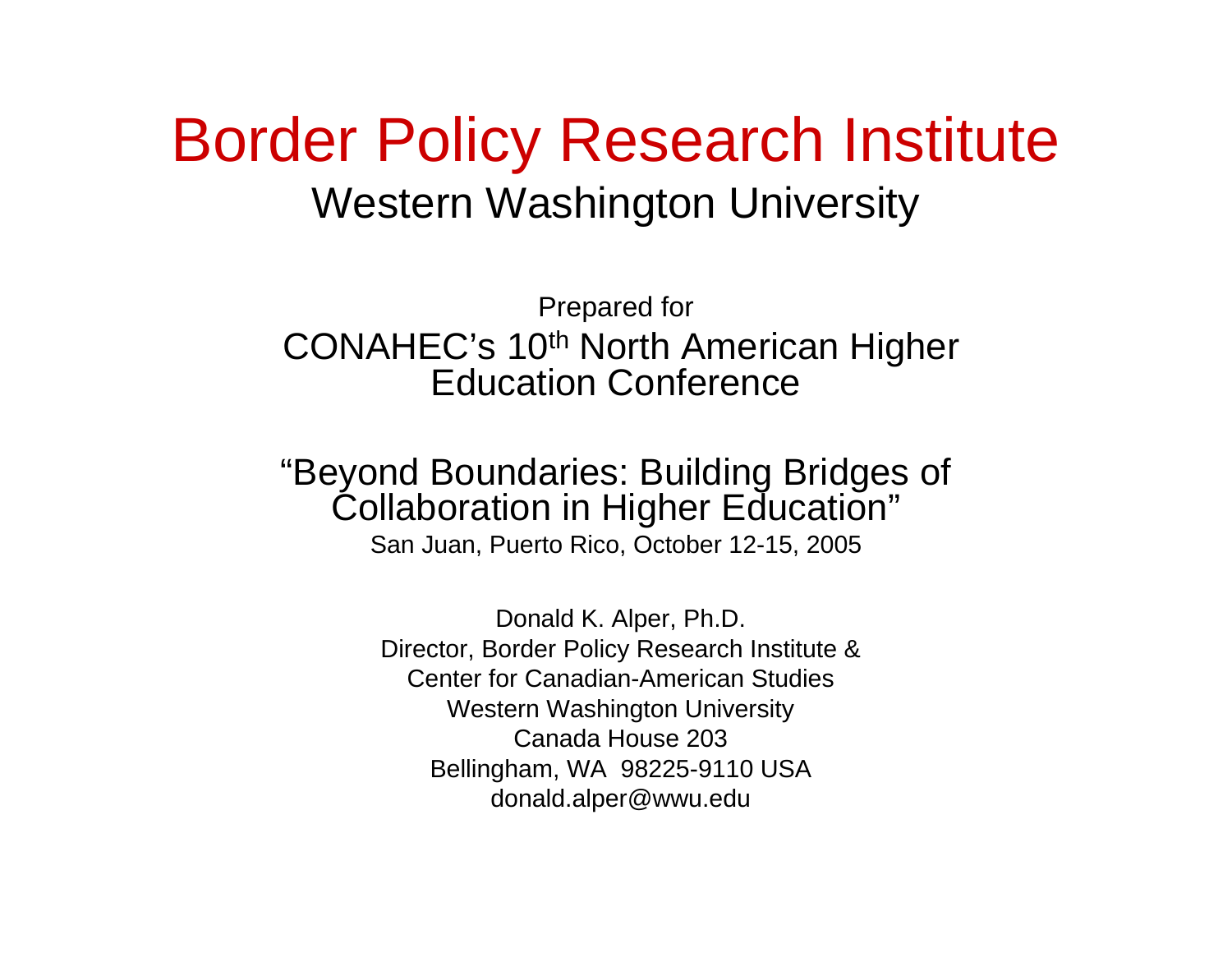# Border Policy Research Institute

## Western Washington University

Prepared for

CONAHEC's 10th North American Higher Education Conference

"Beyond Boundaries: Building Bridges of Collaboration in Higher Education"

San Juan, Puerto Rico, October 12-15, 2005

Donald K. Alper, Ph.D.
Director, Border Policy Research Institute &
Center for Canadian-American Studies
Western Washington University
Canada House 203
Bellingham, WA 98225-9110 USA
donald.alper@wwu.edu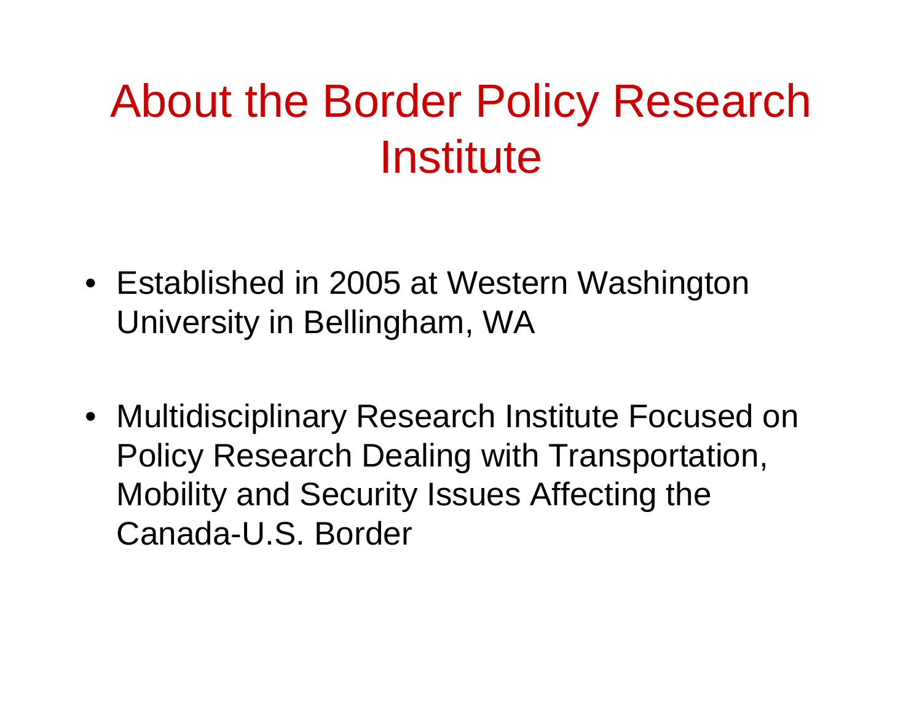# About the Border Policy Research Institute

- Established in 2005 at Western Washington University in Bellingham, WA
- Multidisciplinary Research Institute Focused on Policy Research Dealing with Transportation, Mobility and Security Issues Affecting the Canada-U.S. Border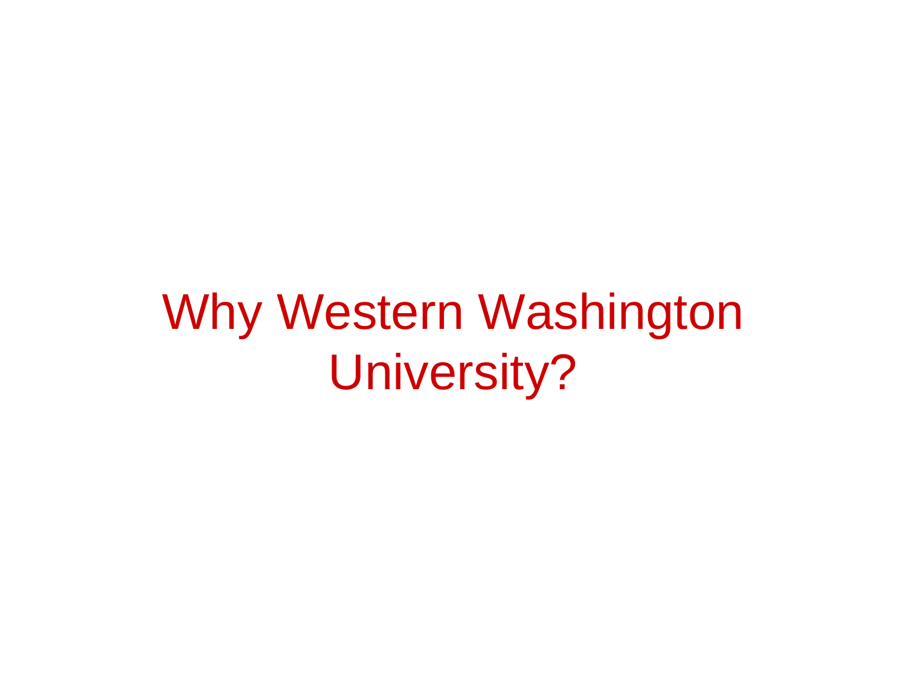# Why Western Washington University?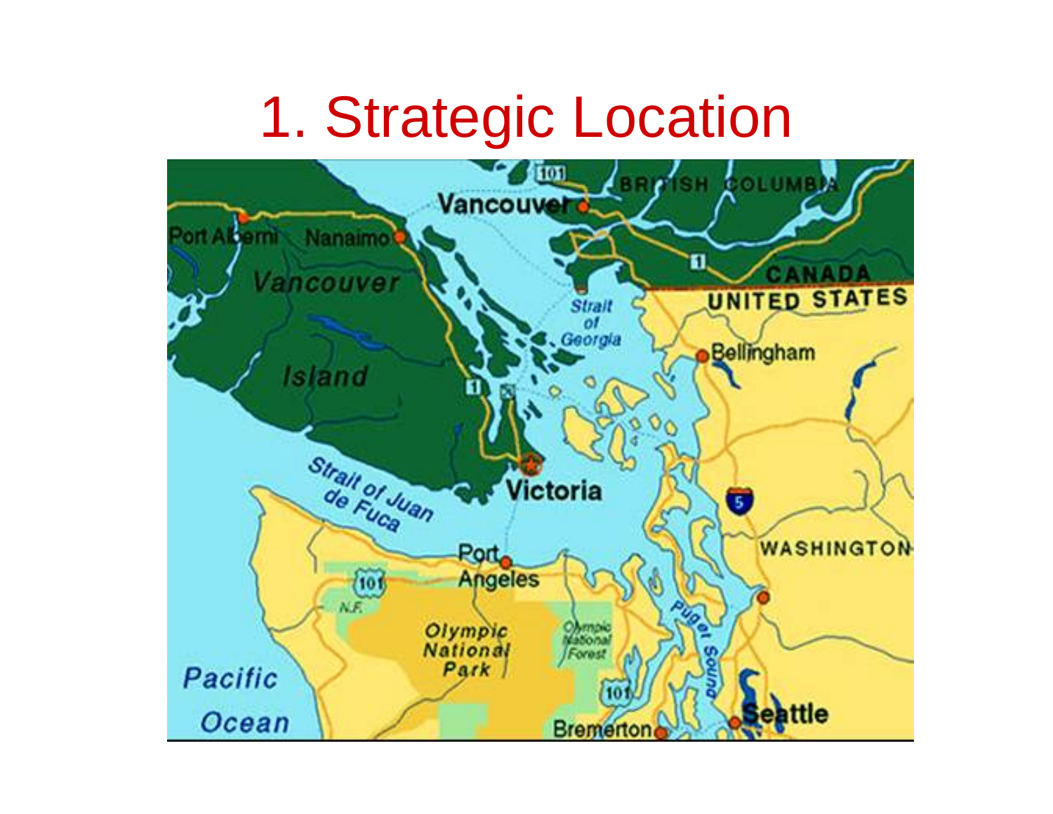# 1. Strategic Location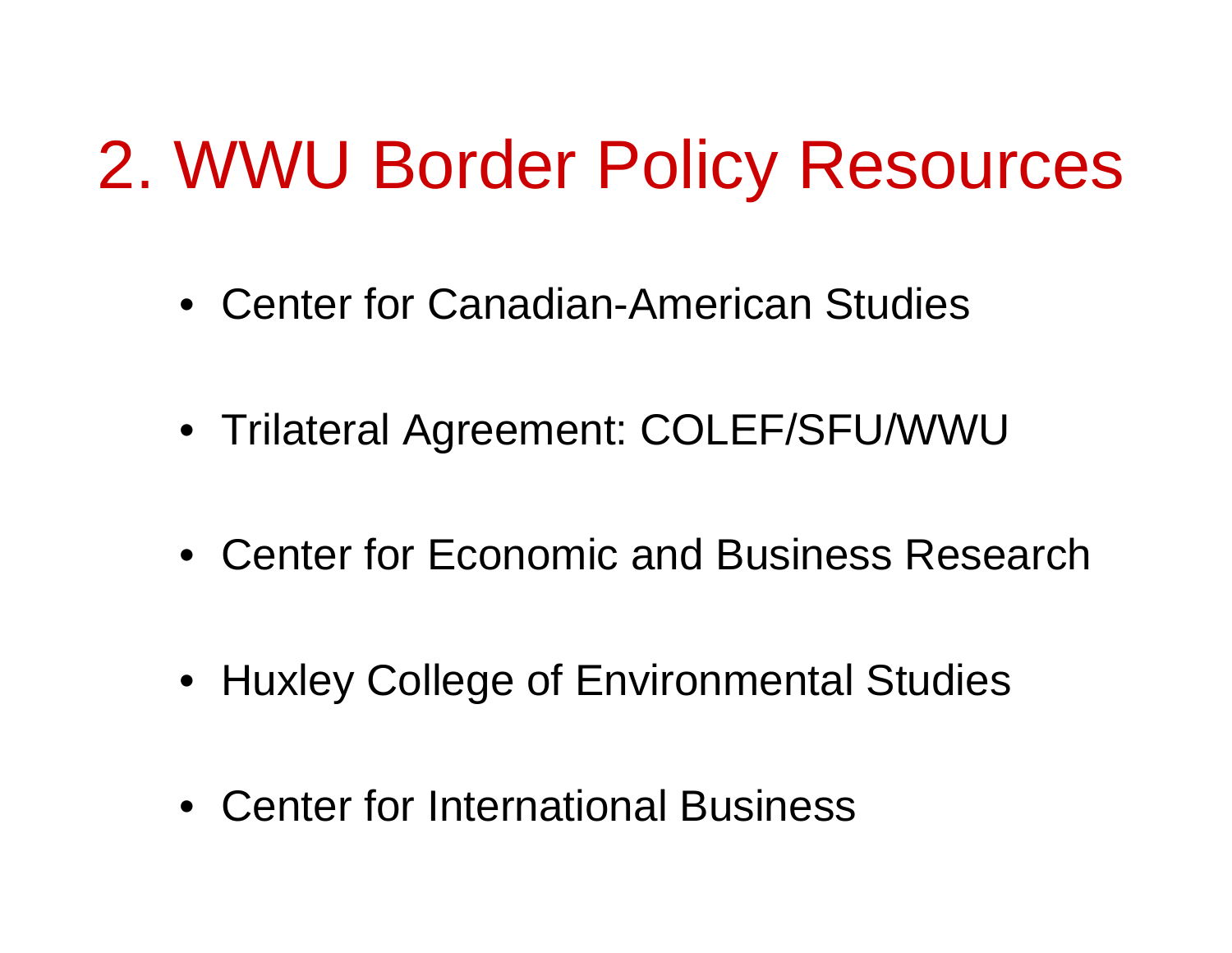# 2. WWU Border Policy Resources

- Center for Canadian-American Studies
- Trilateral Agreement: COLEF/SFU/WWU
- Center for Economic and Business Research
- Huxley College of Environmental Studies
- Center for International Business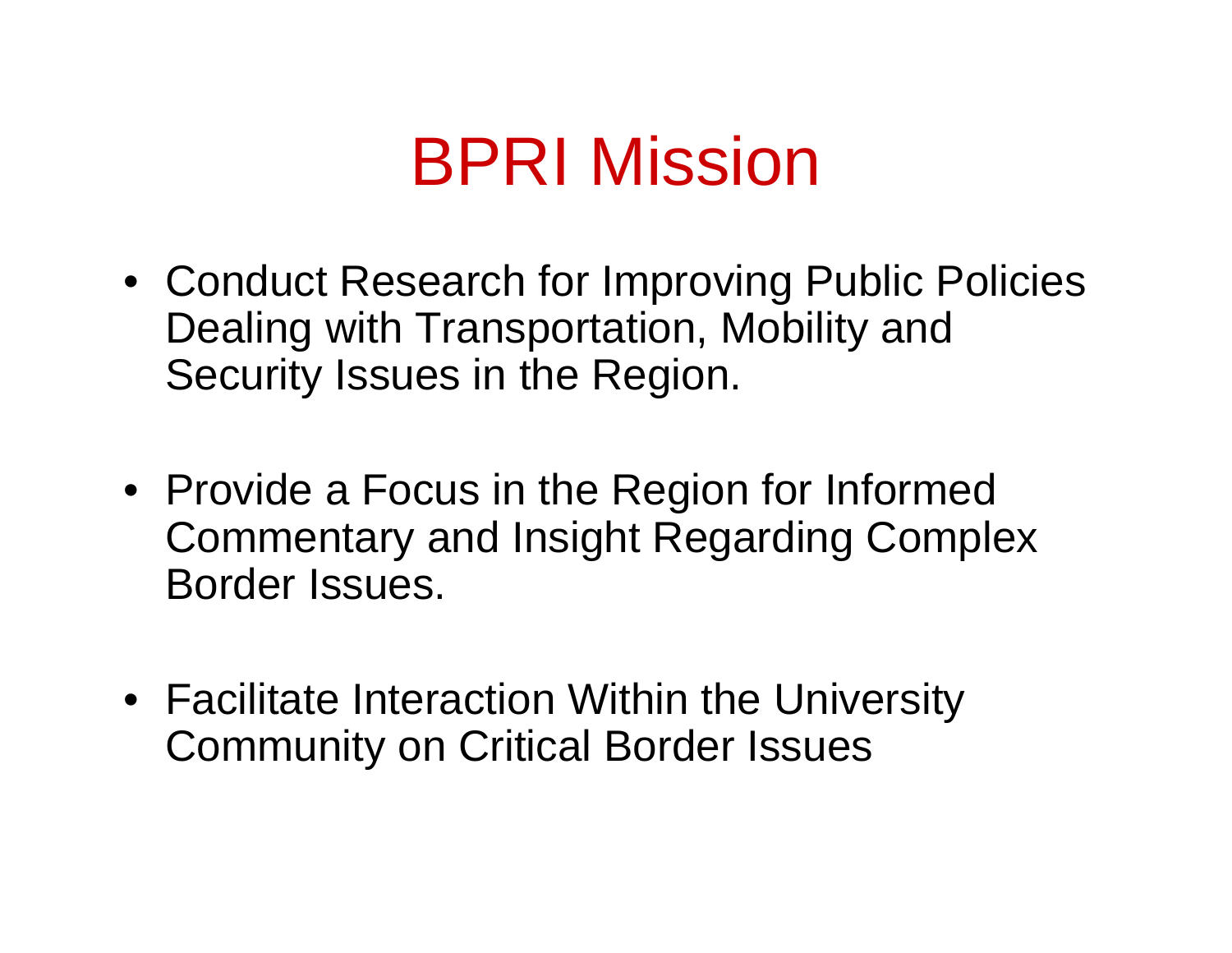# BPRI Mission

- Conduct Research for Improving Public Policies Dealing with Transportation, Mobility and Security Issues in the Region.
- Provide a Focus in the Region for Informed Commentary and Insight Regarding Complex Border Issues.
- Facilitate Interaction Within the University Community on Critical Border Issues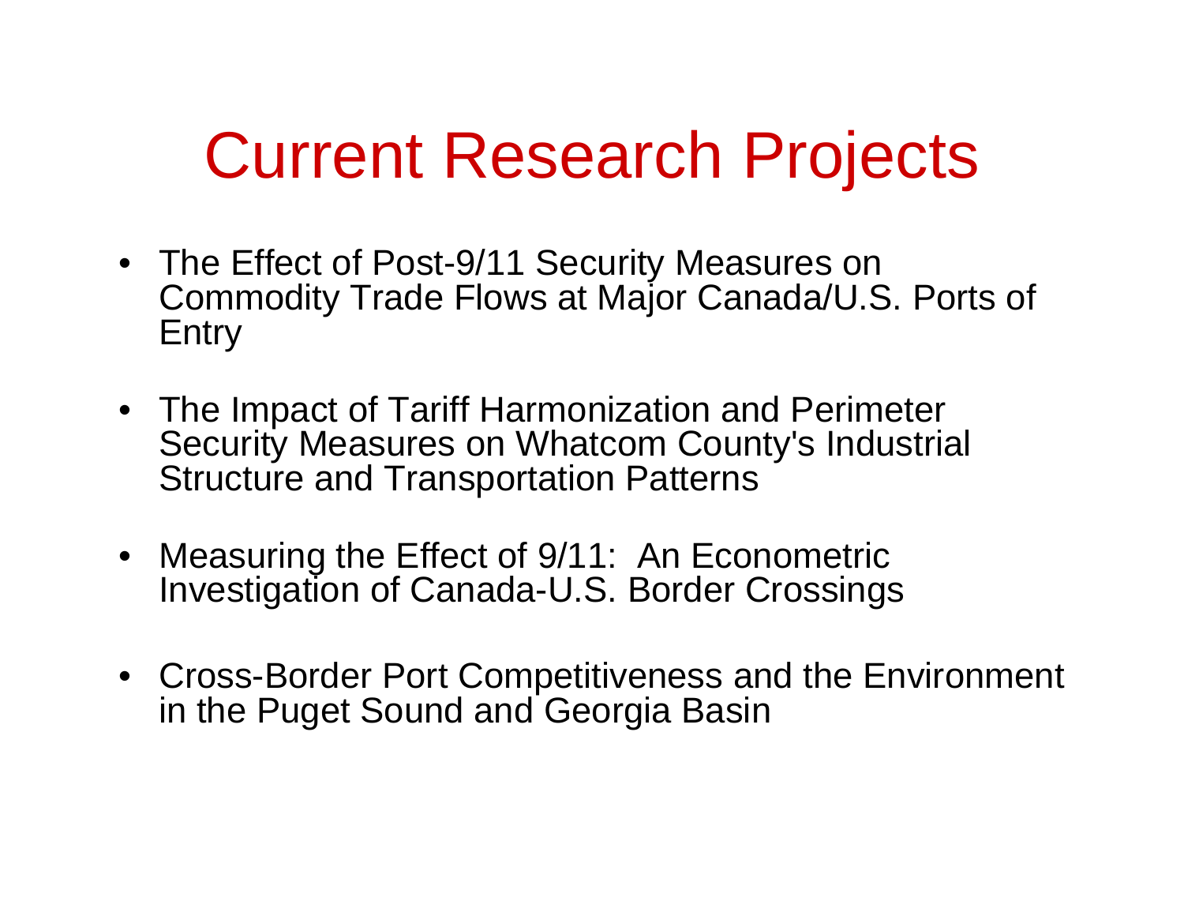# Current Research Projects

- The Effect of Post-9/11 Security Measures on Commodity Trade Flows at Major Canada/U.S. Ports of Entry
- The Impact of Tariff Harmonization and Perimeter Security Measures on Whatcom County's Industrial Structure and Transportation Patterns
- Measuring the Effect of 9/11: An Econometric Investigation of Canada-U.S. Border Crossings
- Cross-Border Port Competitiveness and the Environment in the Puget Sound and Georgia Basin